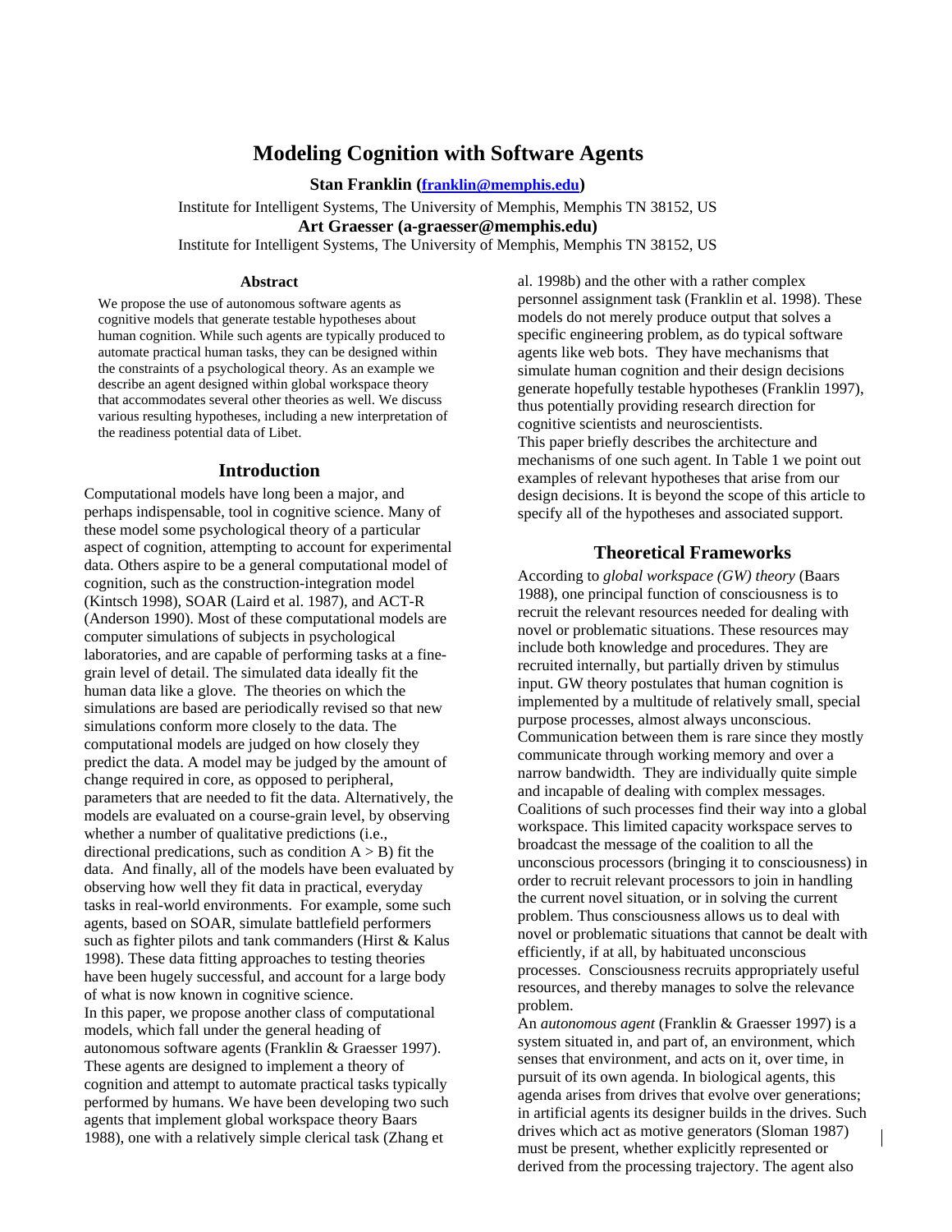# Modeling Cognition with Software Agents

**Stan Franklin (franklin@memphis.edu)**

Institute for Intelligent Systems, The University of Memphis, Memphis TN 38152, US

**Art Graesser (a-graesser@memphis.edu)**

Institute for Intelligent Systems, The University of Memphis, Memphis TN 38152, US

### Abstract

We propose the use of autonomous software agents as cognitive models that generate testable hypotheses about human cognition. While such agents are typically produced to automate practical human tasks, they can be designed within the constraints of a psychological theory. As an example we describe an agent designed within global workspace theory that accommodates several other theories as well. We discuss various resulting hypotheses, including a new interpretation of the readiness potential data of Libet.

## Introduction

Computational models have long been a major, and perhaps indispensable, tool in cognitive science. Many of these model some psychological theory of a particular aspect of cognition, attempting to account for experimental data. Others aspire to be a general computational model of cognition, such as the construction-integration model (Kintsch 1998), SOAR (Laird et al. 1987), and ACT-R (Anderson 1990). Most of these computational models are computer simulations of subjects in psychological laboratories, and are capable of performing tasks at a fine-grain level of detail. The simulated data ideally fit the human data like a glove. The theories on which the simulations are based are periodically revised so that new simulations conform more closely to the data. The computational models are judged on how closely they predict the data. A model may be judged by the amount of change required in core, as opposed to peripheral, parameters that are needed to fit the data. Alternatively, the models are evaluated on a course-grain level, by observing whether a number of qualitative predictions (i.e., directional predications, such as condition A > B) fit the data. And finally, all of the models have been evaluated by observing how well they fit data in practical, everyday tasks in real-world environments. For example, some such agents, based on SOAR, simulate battlefield performers such as fighter pilots and tank commanders (Hirst & Kalus 1998). These data fitting approaches to testing theories have been hugely successful, and account for a large body of what is now known in cognitive science.

In this paper, we propose another class of computational models, which fall under the general heading of autonomous software agents (Franklin & Graesser 1997). These agents are designed to implement a theory of cognition and attempt to automate practical tasks typically performed by humans. We have been developing two such agents that implement global workspace theory Baars 1988), one with a relatively simple clerical task (Zhang et al. 1998b) and the other with a rather complex personnel assignment task (Franklin et al. 1998). These models do not merely produce output that solves a specific engineering problem, as do typical software agents like web bots. They have mechanisms that simulate human cognition and their design decisions generate hopefully testable hypotheses (Franklin 1997), thus potentially providing research direction for cognitive scientists and neuroscientists.

This paper briefly describes the architecture and mechanisms of one such agent. In Table 1 we point out examples of relevant hypotheses that arise from our design decisions. It is beyond the scope of this article to specify all of the hypotheses and associated support.

## Theoretical Frameworks

According to *global workspace (GW) theory* (Baars 1988), one principal function of consciousness is to recruit the relevant resources needed for dealing with novel or problematic situations. These resources may include both knowledge and procedures. They are recruited internally, but partially driven by stimulus input. GW theory postulates that human cognition is implemented by a multitude of relatively small, special purpose processes, almost always unconscious. Communication between them is rare since they mostly communicate through working memory and over a narrow bandwidth. They are individually quite simple and incapable of dealing with complex messages. Coalitions of such processes find their way into a global workspace. This limited capacity workspace serves to broadcast the message of the coalition to all the unconscious processors (bringing it to consciousness) in order to recruit relevant processors to join in handling the current novel situation, or in solving the current problem. Thus consciousness allows us to deal with novel or problematic situations that cannot be dealt with efficiently, if at all, by habituated unconscious processes. Consciousness recruits appropriately useful resources, and thereby manages to solve the relevance problem.

An *autonomous agent* (Franklin & Graesser 1997) is a system situated in, and part of, an environment, which senses that environment, and acts on it, over time, in pursuit of its own agenda. In biological agents, this agenda arises from drives that evolve over generations; in artificial agents its designer builds in the drives. Such drives which act as motive generators (Sloman 1987) must be present, whether explicitly represented or derived from the processing trajectory. The agent also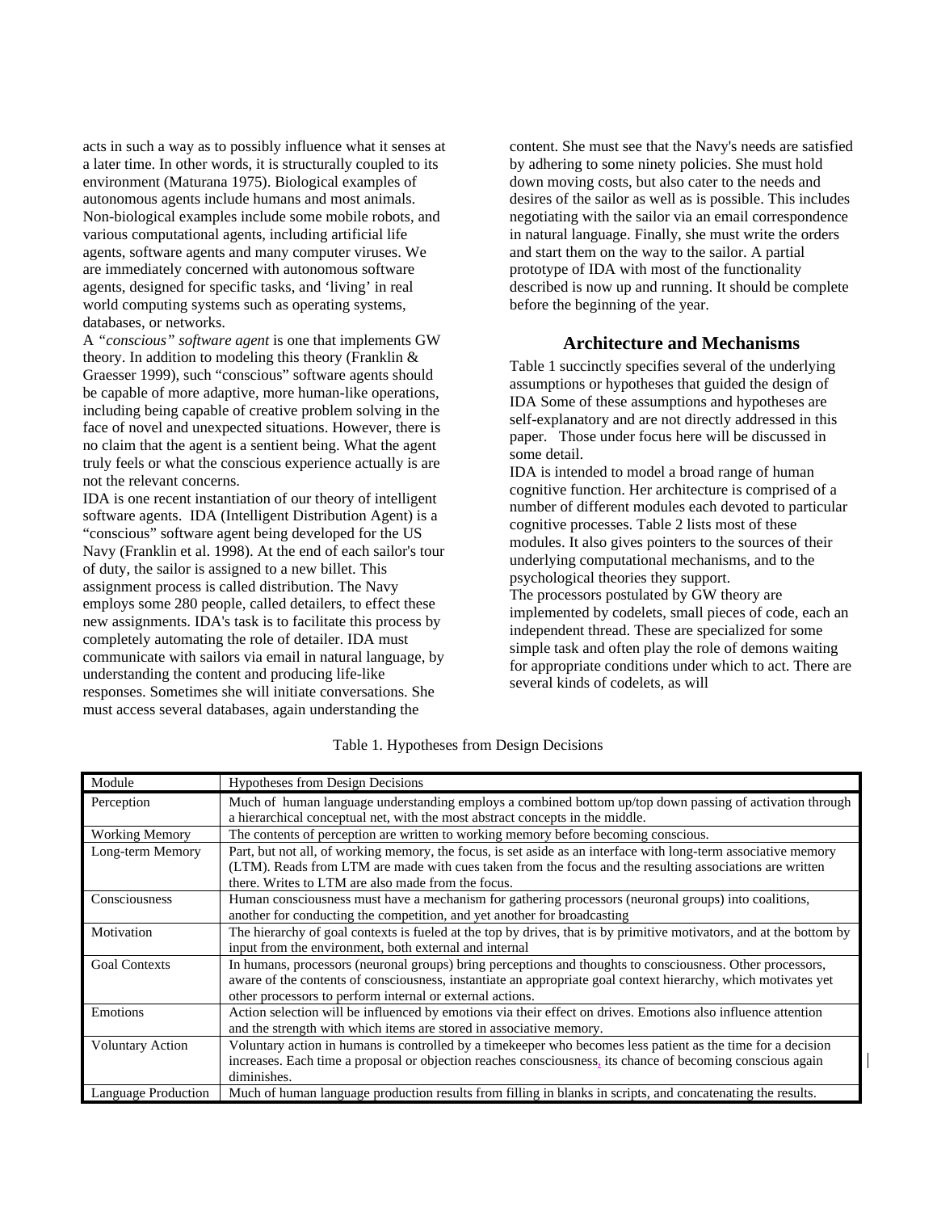acts in such a way as to possibly influence what it senses at a later time. In other words, it is structurally coupled to its environment (Maturana 1975). Biological examples of autonomous agents include humans and most animals. Non-biological examples include some mobile robots, and various computational agents, including artificial life agents, software agents and many computer viruses. We are immediately concerned with autonomous software agents, designed for specific tasks, and 'living' in real world computing systems such as operating systems, databases, or networks.

A *"conscious" software agent* is one that implements GW theory. In addition to modeling this theory (Franklin & Graesser 1999), such "conscious" software agents should be capable of more adaptive, more human-like operations, including being capable of creative problem solving in the face of novel and unexpected situations. However, there is no claim that the agent is a sentient being. What the agent truly feels or what the conscious experience actually is are not the relevant concerns.

IDA is one recent instantiation of our theory of intelligent software agents. IDA (Intelligent Distribution Agent) is a "conscious" software agent being developed for the US Navy (Franklin et al. 1998). At the end of each sailor's tour of duty, the sailor is assigned to a new billet. This assignment process is called distribution. The Navy employs some 280 people, called detailers, to effect these new assignments. IDA's task is to facilitate this process by completely automating the role of detailer. IDA must communicate with sailors via email in natural language, by understanding the content and producing life-like responses. Sometimes she will initiate conversations. She must access several databases, again understanding the content. She must see that the Navy's needs are satisfied by adhering to some ninety policies. She must hold down moving costs, but also cater to the needs and desires of the sailor as well as is possible. This includes negotiating with the sailor via an email correspondence in natural language. Finally, she must write the orders and start them on the way to the sailor. A partial prototype of IDA with most of the functionality described is now up and running. It should be complete before the beginning of the year.

## Architecture and Mechanisms

Table 1 succinctly specifies several of the underlying assumptions or hypotheses that guided the design of IDA Some of these assumptions and hypotheses are self-explanatory and are not directly addressed in this paper. Those under focus here will be discussed in some detail.

IDA is intended to model a broad range of human cognitive function. Her architecture is comprised of a number of different modules each devoted to particular cognitive processes. Table 2 lists most of these modules. It also gives pointers to the sources of their underlying computational mechanisms, and to the psychological theories they support.

The processors postulated by GW theory are implemented by codelets, small pieces of code, each an independent thread. These are specialized for some simple task and often play the role of demons waiting for appropriate conditions under which to act. There are several kinds of codelets, as will

Table 1. Hypotheses from Design Decisions

| Module | Hypotheses from Design Decisions |
|---|---|
| Perception | Much of human language understanding employs a combined bottom up/top down passing of activation through a hierarchical conceptual net, with the most abstract concepts in the middle. |
| Working Memory | The contents of perception are written to working memory before becoming conscious. |
| Long-term Memory | Part, but not all, of working memory, the focus, is set aside as an interface with long-term associative memory (LTM). Reads from LTM are made with cues taken from the focus and the resulting associations are written there. Writes to LTM are also made from the focus. |
| Consciousness | Human consciousness must have a mechanism for gathering processors (neuronal groups) into coalitions, another for conducting the competition, and yet another for broadcasting |
| Motivation | The hierarchy of goal contexts is fueled at the top by drives, that is by primitive motivators, and at the bottom by input from the environment, both external and internal |
| Goal Contexts | In humans, processors (neuronal groups) bring perceptions and thoughts to consciousness. Other processors, aware of the contents of consciousness, instantiate an appropriate goal context hierarchy, which motivates yet other processors to perform internal or external actions. |
| Emotions | Action selection will be influenced by emotions via their effect on drives. Emotions also influence attention and the strength with which items are stored in associative memory. |
| Voluntary Action | Voluntary action in humans is controlled by a timekeeper who becomes less patient as the time for a decision increases. Each time a proposal or objection reaches consciousness, its chance of becoming conscious again diminishes. |
| Language Production | Much of human language production results from filling in blanks in scripts, and concatenating the results. |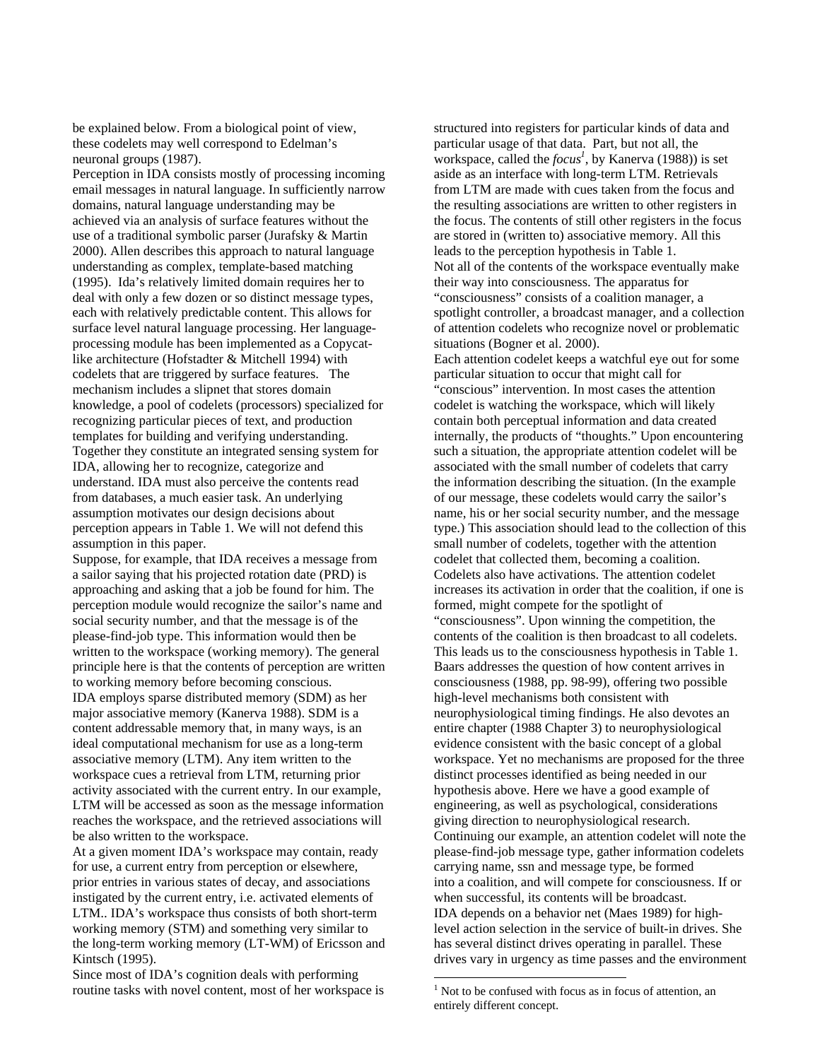be explained below. From a biological point of view, these codelets may well correspond to Edelman's neuronal groups (1987).

Perception in IDA consists mostly of processing incoming email messages in natural language. In sufficiently narrow domains, natural language understanding may be achieved via an analysis of surface features without the use of a traditional symbolic parser (Jurafsky & Martin 2000). Allen describes this approach to natural language understanding as complex, template-based matching (1995). Ida's relatively limited domain requires her to deal with only a few dozen or so distinct message types, each with relatively predictable content. This allows for surface level natural language processing. Her language-processing module has been implemented as a Copycat-like architecture (Hofstadter & Mitchell 1994) with codelets that are triggered by surface features. The mechanism includes a slipnet that stores domain knowledge, a pool of codelets (processors) specialized for recognizing particular pieces of text, and production templates for building and verifying understanding. Together they constitute an integrated sensing system for IDA, allowing her to recognize, categorize and understand. IDA must also perceive the contents read from databases, a much easier task. An underlying assumption motivates our design decisions about perception appears in Table 1. We will not defend this assumption in this paper.

Suppose, for example, that IDA receives a message from a sailor saying that his projected rotation date (PRD) is approaching and asking that a job be found for him. The perception module would recognize the sailor's name and social security number, and that the message is of the please-find-job type. This information would then be written to the workspace (working memory). The general principle here is that the contents of perception are written to working memory before becoming conscious.

IDA employs sparse distributed memory (SDM) as her major associative memory (Kanerva 1988). SDM is a content addressable memory that, in many ways, is an ideal computational mechanism for use as a long-term associative memory (LTM). Any item written to the workspace cues a retrieval from LTM, returning prior activity associated with the current entry. In our example, LTM will be accessed as soon as the message information reaches the workspace, and the retrieved associations will be also written to the workspace.

At a given moment IDA's workspace may contain, ready for use, a current entry from perception or elsewhere, prior entries in various states of decay, and associations instigated by the current entry, i.e. activated elements of LTM.. IDA's workspace thus consists of both short-term working memory (STM) and something very similar to the long-term working memory (LT-WM) of Ericsson and Kintsch (1995).

Since most of IDA's cognition deals with performing routine tasks with novel content, most of her workspace is structured into registers for particular kinds of data and particular usage of that data. Part, but not all, the workspace, called the *focus*[1], by Kanerva (1988)) is set aside as an interface with long-term LTM. Retrievals from LTM are made with cues taken from the focus and the resulting associations are written to other registers in the focus. The contents of still other registers in the focus are stored in (written to) associative memory. All this leads to the perception hypothesis in Table 1.

Not all of the contents of the workspace eventually make their way into consciousness. The apparatus for "consciousness" consists of a coalition manager, a spotlight controller, a broadcast manager, and a collection of attention codelets who recognize novel or problematic situations (Bogner et al. 2000).

Each attention codelet keeps a watchful eye out for some particular situation to occur that might call for "conscious" intervention. In most cases the attention codelet is watching the workspace, which will likely contain both perceptual information and data created internally, the products of "thoughts." Upon encountering such a situation, the appropriate attention codelet will be associated with the small number of codelets that carry the information describing the situation. (In the example of our message, these codelets would carry the sailor's name, his or her social security number, and the message type.) This association should lead to the collection of this small number of codelets, together with the attention codelet that collected them, becoming a coalition. Codelets also have activations. The attention codelet increases its activation in order that the coalition, if one is formed, might compete for the spotlight of "consciousness". Upon winning the competition, the contents of the coalition is then broadcast to all codelets. This leads us to the consciousness hypothesis in Table 1.

Baars addresses the question of how content arrives in consciousness (1988, pp. 98-99), offering two possible high-level mechanisms both consistent with neurophysiological timing findings. He also devotes an entire chapter (1988 Chapter 3) to neurophysiological evidence consistent with the basic concept of a global workspace. Yet no mechanisms are proposed for the three distinct processes identified as being needed in our hypothesis above. Here we have a good example of engineering, as well as psychological, considerations giving direction to neurophysiological research.

Continuing our example, an attention codelet will note the please-find-job message type, gather information codelets carrying name, ssn and message type, be formed into a coalition, and will compete for consciousness. If or when successful, its contents will be broadcast.

IDA depends on a behavior net (Maes 1989) for high-level action selection in the service of built-in drives. She has several distinct drives operating in parallel. These drives vary in urgency as time passes and the environment

[1] Not to be confused with focus as in focus of attention, an entirely different concept.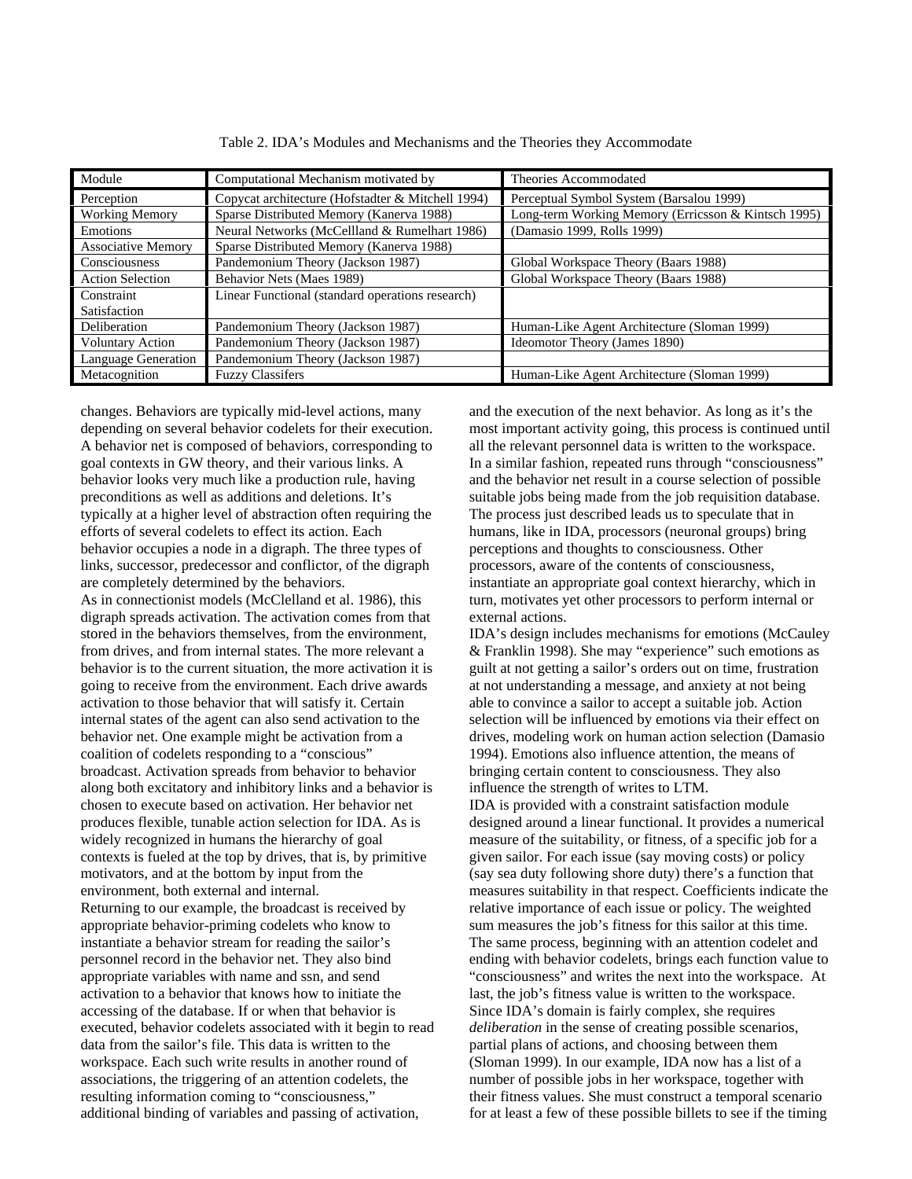Table 2. IDA's Modules and Mechanisms and the Theories they Accommodate

| Module | Computational Mechanism motivated by | Theories Accommodated |
| --- | --- | --- |
| Perception | Copycat architecture (Hofstadter & Mitchell 1994) | Perceptual Symbol System (Barsalou 1999) |
| Working Memory | Sparse Distributed Memory (Kanerva 1988) | Long-term Working Memory (Erricsson & Kintsch 1995) |
| Emotions | Neural Networks (McCellland & Rumelhart 1986) | (Damasio 1999, Rolls 1999) |
| Associative Memory | Sparse Distributed Memory (Kanerva 1988) | |
| Consciousness | Pandemonium Theory (Jackson 1987) | Global Workspace Theory (Baars 1988) |
| Action Selection | Behavior Nets (Maes 1989) | Global Workspace Theory (Baars 1988) |
| Constraint Satisfaction | Linear Functional (standard operations research) | |
| Deliberation | Pandemonium Theory (Jackson 1987) | Human-Like Agent Architecture (Sloman 1999) |
| Voluntary Action | Pandemonium Theory (Jackson 1987) | Ideomotor Theory (James 1890) |
| Language Generation | Pandemonium Theory (Jackson 1987) | |
| Metacognition | Fuzzy Classifers | Human-Like Agent Architecture (Sloman 1999) |

changes. Behaviors are typically mid-level actions, many depending on several behavior codelets for their execution. A behavior net is composed of behaviors, corresponding to goal contexts in GW theory, and their various links. A behavior looks very much like a production rule, having preconditions as well as additions and deletions. It's typically at a higher level of abstraction often requiring the efforts of several codelets to effect its action. Each behavior occupies a node in a digraph. The three types of links, successor, predecessor and conflictor, of the digraph are completely determined by the behaviors.

As in connectionist models (McClelland et al. 1986), this digraph spreads activation. The activation comes from that stored in the behaviors themselves, from the environment, from drives, and from internal states. The more relevant a behavior is to the current situation, the more activation it is going to receive from the environment. Each drive awards activation to those behavior that will satisfy it. Certain internal states of the agent can also send activation to the behavior net. One example might be activation from a coalition of codelets responding to a "conscious" broadcast. Activation spreads from behavior to behavior along both excitatory and inhibitory links and a behavior is chosen to execute based on activation. Her behavior net produces flexible, tunable action selection for IDA. As is widely recognized in humans the hierarchy of goal contexts is fueled at the top by drives, that is, by primitive motivators, and at the bottom by input from the environment, both external and internal.

Returning to our example, the broadcast is received by appropriate behavior-priming codelets who know to instantiate a behavior stream for reading the sailor's personnel record in the behavior net. They also bind appropriate variables with name and ssn, and send activation to a behavior that knows how to initiate the accessing of the database. If or when that behavior is executed, behavior codelets associated with it begin to read data from the sailor's file. This data is written to the workspace. Each such write results in another round of associations, the triggering of an attention codelets, the resulting information coming to "consciousness," additional binding of variables and passing of activation, and the execution of the next behavior. As long as it's the most important activity going, this process is continued until all the relevant personnel data is written to the workspace. In a similar fashion, repeated runs through "consciousness" and the behavior net result in a course selection of possible suitable jobs being made from the job requisition database. The process just described leads us to speculate that in humans, like in IDA, processors (neuronal groups) bring perceptions and thoughts to consciousness. Other processors, aware of the contents of consciousness, instantiate an appropriate goal context hierarchy, which in turn, motivates yet other processors to perform internal or external actions.

IDA's design includes mechanisms for emotions (McCauley & Franklin 1998). She may "experience" such emotions as guilt at not getting a sailor's orders out on time, frustration at not understanding a message, and anxiety at not being able to convince a sailor to accept a suitable job. Action selection will be influenced by emotions via their effect on drives, modeling work on human action selection (Damasio 1994). Emotions also influence attention, the means of bringing certain content to consciousness. They also influence the strength of writes to LTM.

IDA is provided with a constraint satisfaction module designed around a linear functional. It provides a numerical measure of the suitability, or fitness, of a specific job for a given sailor. For each issue (say moving costs) or policy (say sea duty following shore duty) there's a function that measures suitability in that respect. Coefficients indicate the relative importance of each issue or policy. The weighted sum measures the job's fitness for this sailor at this time. The same process, beginning with an attention codelet and ending with behavior codelets, brings each function value to "consciousness" and writes the next into the workspace. At last, the job's fitness value is written to the workspace.

Since IDA's domain is fairly complex, she requires *deliberation* in the sense of creating possible scenarios, partial plans of actions, and choosing between them (Sloman 1999). In our example, IDA now has a list of a number of possible jobs in her workspace, together with their fitness values. She must construct a temporal scenario for at least a few of these possible billets to see if the timing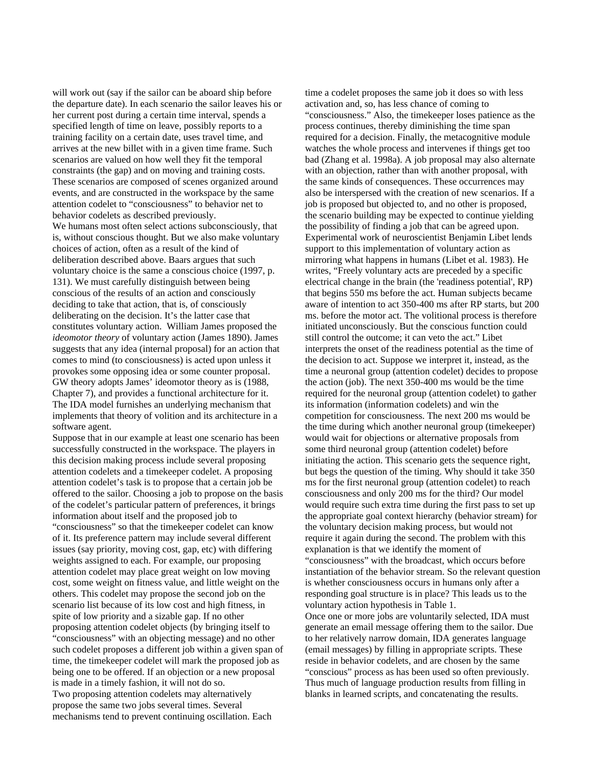will work out (say if the sailor can be aboard ship before the departure date). In each scenario the sailor leaves his or her current post during a certain time interval, spends a specified length of time on leave, possibly reports to a training facility on a certain date, uses travel time, and arrives at the new billet with in a given time frame. Such scenarios are valued on how well they fit the temporal constraints (the gap) and on moving and training costs. These scenarios are composed of scenes organized around events, and are constructed in the workspace by the same attention codelet to "consciousness" to behavior net to behavior codelets as described previously.

We humans most often select actions subconsciously, that is, without conscious thought. But we also make voluntary choices of action, often as a result of the kind of deliberation described above. Baars argues that such voluntary choice is the same a conscious choice (1997, p. 131). We must carefully distinguish between being conscious of the results of an action and consciously deciding to take that action, that is, of consciously deliberating on the decision. It's the latter case that constitutes voluntary action. William James proposed the *ideomotor theory* of voluntary action (James 1890). James suggests that any idea (internal proposal) for an action that comes to mind (to consciousness) is acted upon unless it provokes some opposing idea or some counter proposal. GW theory adopts James' ideomotor theory as is (1988, Chapter 7), and provides a functional architecture for it. The IDA model furnishes an underlying mechanism that implements that theory of volition and its architecture in a software agent.

Suppose that in our example at least one scenario has been successfully constructed in the workspace. The players in this decision making process include several proposing attention codelets and a timekeeper codelet. A proposing attention codelet's task is to propose that a certain job be offered to the sailor. Choosing a job to propose on the basis of the codelet's particular pattern of preferences, it brings information about itself and the proposed job to "consciousness" so that the timekeeper codelet can know of it. Its preference pattern may include several different issues (say priority, moving cost, gap, etc) with differing weights assigned to each. For example, our proposing attention codelet may place great weight on low moving cost, some weight on fitness value, and little weight on the others. This codelet may propose the second job on the scenario list because of its low cost and high fitness, in spite of low priority and a sizable gap. If no other proposing attention codelet objects (by bringing itself to "consciousness" with an objecting message) and no other such codelet proposes a different job within a given span of time, the timekeeper codelet will mark the proposed job as being one to be offered. If an objection or a new proposal is made in a timely fashion, it will not do so.

Two proposing attention codelets may alternatively propose the same two jobs several times. Several mechanisms tend to prevent continuing oscillation. Each time a codelet proposes the same job it does so with less activation and, so, has less chance of coming to "consciousness." Also, the timekeeper loses patience as the process continues, thereby diminishing the time span required for a decision. Finally, the metacognitive module watches the whole process and intervenes if things get too bad (Zhang et al. 1998a). A job proposal may also alternate with an objection, rather than with another proposal, with the same kinds of consequences. These occurrences may also be interspersed with the creation of new scenarios. If a job is proposed but objected to, and no other is proposed, the scenario building may be expected to continue yielding the possibility of finding a job that can be agreed upon.

Experimental work of neuroscientist Benjamin Libet lends support to this implementation of voluntary action as mirroring what happens in humans (Libet et al. 1983). He writes, "Freely voluntary acts are preceded by a specific electrical change in the brain (the 'readiness potential', RP) that begins 550 ms before the act. Human subjects became aware of intention to act 350-400 ms after RP starts, but 200 ms. before the motor act. The volitional process is therefore initiated unconsciously. But the conscious function could still control the outcome; it can veto the act." Libet interprets the onset of the readiness potential as the time of the decision to act. Suppose we interpret it, instead, as the time a neuronal group (attention codelet) decides to propose the action (job). The next 350-400 ms would be the time required for the neuronal group (attention codelet) to gather its information (information codelets) and win the competition for consciousness. The next 200 ms would be the time during which another neuronal group (timekeeper) would wait for objections or alternative proposals from some third neuronal group (attention codelet) before initiating the action. This scenario gets the sequence right, but begs the question of the timing. Why should it take 350 ms for the first neuronal group (attention codelet) to reach consciousness and only 200 ms for the third? Our model would require such extra time during the first pass to set up the appropriate goal context hierarchy (behavior stream) for the voluntary decision making process, but would not require it again during the second. The problem with this explanation is that we identify the moment of "consciousness" with the broadcast, which occurs before instantiation of the behavior stream. So the relevant question is whether consciousness occurs in humans only after a responding goal structure is in place? This leads us to the voluntary action hypothesis in Table 1.

Once one or more jobs are voluntarily selected, IDA must generate an email message offering them to the sailor. Due to her relatively narrow domain, IDA generates language (email messages) by filling in appropriate scripts. These reside in behavior codelets, and are chosen by the same "conscious" process as has been used so often previously. Thus much of language production results from filling in blanks in learned scripts, and concatenating the results.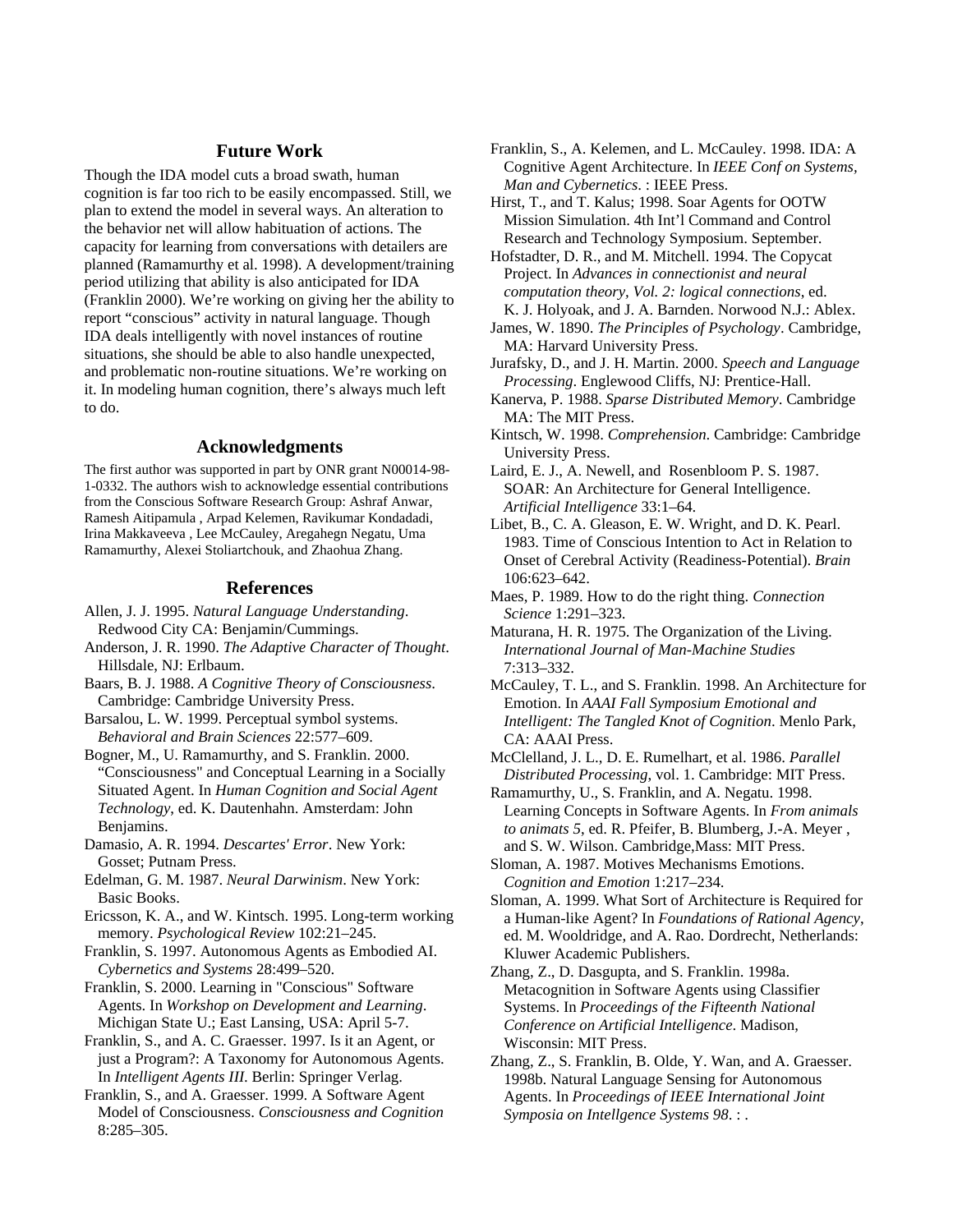## Future Work

Though the IDA model cuts a broad swath, human cognition is far too rich to be easily encompassed. Still, we plan to extend the model in several ways. An alteration to the behavior net will allow habituation of actions. The capacity for learning from conversations with detailers are planned (Ramamurthy et al. 1998). A development/training period utilizing that ability is also anticipated for IDA (Franklin 2000). We're working on giving her the ability to report "conscious" activity in natural language. Though IDA deals intelligently with novel instances of routine situations, she should be able to also handle unexpected, and problematic non-routine situations. We're working on it. In modeling human cognition, there's always much left to do.

## Acknowledgments

The first author was supported in part by ONR grant N00014-98-1-0332. The authors wish to acknowledge essential contributions from the Conscious Software Research Group: Ashraf Anwar, Ramesh Aitipamula , Arpad Kelemen, Ravikumar Kondadadi, Irina Makkaveeva , Lee McCauley, Aregahegn Negatu, Uma Ramamurthy, Alexei Stoliartchouk, and Zhaohua Zhang.

## References

Allen, J. J. 1995. *Natural Language Understanding*. Redwood City CA: Benjamin/Cummings.

Anderson, J. R. 1990. *The Adaptive Character of Thought*. Hillsdale, NJ: Erlbaum.

Baars, B. J. 1988. *A Cognitive Theory of Consciousness*. Cambridge: Cambridge University Press.

Barsalou, L. W. 1999. Perceptual symbol systems. *Behavioral and Brain Sciences* 22:577–609.

Bogner, M., U. Ramamurthy, and S. Franklin. 2000. "Consciousness" and Conceptual Learning in a Socially Situated Agent. In *Human Cognition and Social Agent Technology*, ed. K. Dautenhahn. Amsterdam: John Benjamins.

Damasio, A. R. 1994. *Descartes' Error*. New York: Gosset; Putnam Press.

Edelman, G. M. 1987. *Neural Darwinism*. New York: Basic Books.

Ericsson, K. A., and W. Kintsch. 1995. Long-term working memory. *Psychological Review* 102:21–245.

Franklin, S. 1997. Autonomous Agents as Embodied AI. *Cybernetics and Systems* 28:499–520.

Franklin, S. 2000. Learning in "Conscious" Software Agents. In *Workshop on Development and Learning*. Michigan State U.; East Lansing, USA: April 5-7.

Franklin, S., and A. C. Graesser. 1997. Is it an Agent, or just a Program?: A Taxonomy for Autonomous Agents. In *Intelligent Agents III.* Berlin: Springer Verlag.

Franklin, S., and A. Graesser. 1999. A Software Agent Model of Consciousness. *Consciousness and Cognition* 8:285–305.

Franklin, S., A. Kelemen, and L. McCauley. 1998. IDA: A Cognitive Agent Architecture. In *IEEE Conf on Systems, Man and Cybernetics*. : IEEE Press.

Hirst, T., and T. Kalus; 1998. Soar Agents for OOTW Mission Simulation. 4th Int'l Command and Control Research and Technology Symposium. September.

Hofstadter, D. R., and M. Mitchell. 1994. The Copycat Project. In *Advances in connectionist and neural computation theory, Vol. 2: logical connections*, ed. K. J. Holyoak, and J. A. Barnden. Norwood N.J.: Ablex.

James, W. 1890. *The Principles of Psychology*. Cambridge, MA: Harvard University Press.

Jurafsky, D., and J. H. Martin. 2000. *Speech and Language Processing*. Englewood Cliffs, NJ: Prentice-Hall.

Kanerva, P. 1988. *Sparse Distributed Memory*. Cambridge MA: The MIT Press.

Kintsch, W. 1998. *Comprehension*. Cambridge: Cambridge University Press.

Laird, E. J., A. Newell, and Rosenbloom P. S. 1987. SOAR: An Architecture for General Intelligence. *Artificial Intelligence* 33:1–64.

Libet, B., C. A. Gleason, E. W. Wright, and D. K. Pearl. 1983. Time of Conscious Intention to Act in Relation to Onset of Cerebral Activity (Readiness-Potential). *Brain* 106:623–642.

Maes, P. 1989. How to do the right thing. *Connection Science* 1:291–323.

Maturana, H. R. 1975. The Organization of the Living. *International Journal of Man-Machine Studies* 7:313–332.

McCauley, T. L., and S. Franklin. 1998. An Architecture for Emotion. In *AAAI Fall Symposium Emotional and Intelligent: The Tangled Knot of Cognition*. Menlo Park, CA: AAAI Press.

McClelland, J. L., D. E. Rumelhart, et al. 1986. *Parallel Distributed Processing*, vol. 1. Cambridge: MIT Press.

Ramamurthy, U., S. Franklin, and A. Negatu. 1998. Learning Concepts in Software Agents. In *From animals to animats 5*, ed. R. Pfeifer, B. Blumberg, J.-A. Meyer , and S. W. Wilson. Cambridge,Mass: MIT Press.

Sloman, A. 1987. Motives Mechanisms Emotions. *Cognition and Emotion* 1:217–234.

Sloman, A. 1999. What Sort of Architecture is Required for a Human-like Agent? In *Foundations of Rational Agency*, ed. M. Wooldridge, and A. Rao. Dordrecht, Netherlands: Kluwer Academic Publishers.

Zhang, Z., D. Dasgupta, and S. Franklin. 1998a. Metacognition in Software Agents using Classifier Systems. In *Proceedings of the Fifteenth National Conference on Artificial Intelligence*. Madison, Wisconsin: MIT Press.

Zhang, Z., S. Franklin, B. Olde, Y. Wan, and A. Graesser. 1998b. Natural Language Sensing for Autonomous Agents. In *Proceedings of IEEE International Joint Symposia on Intellgence Systems 98*. : .